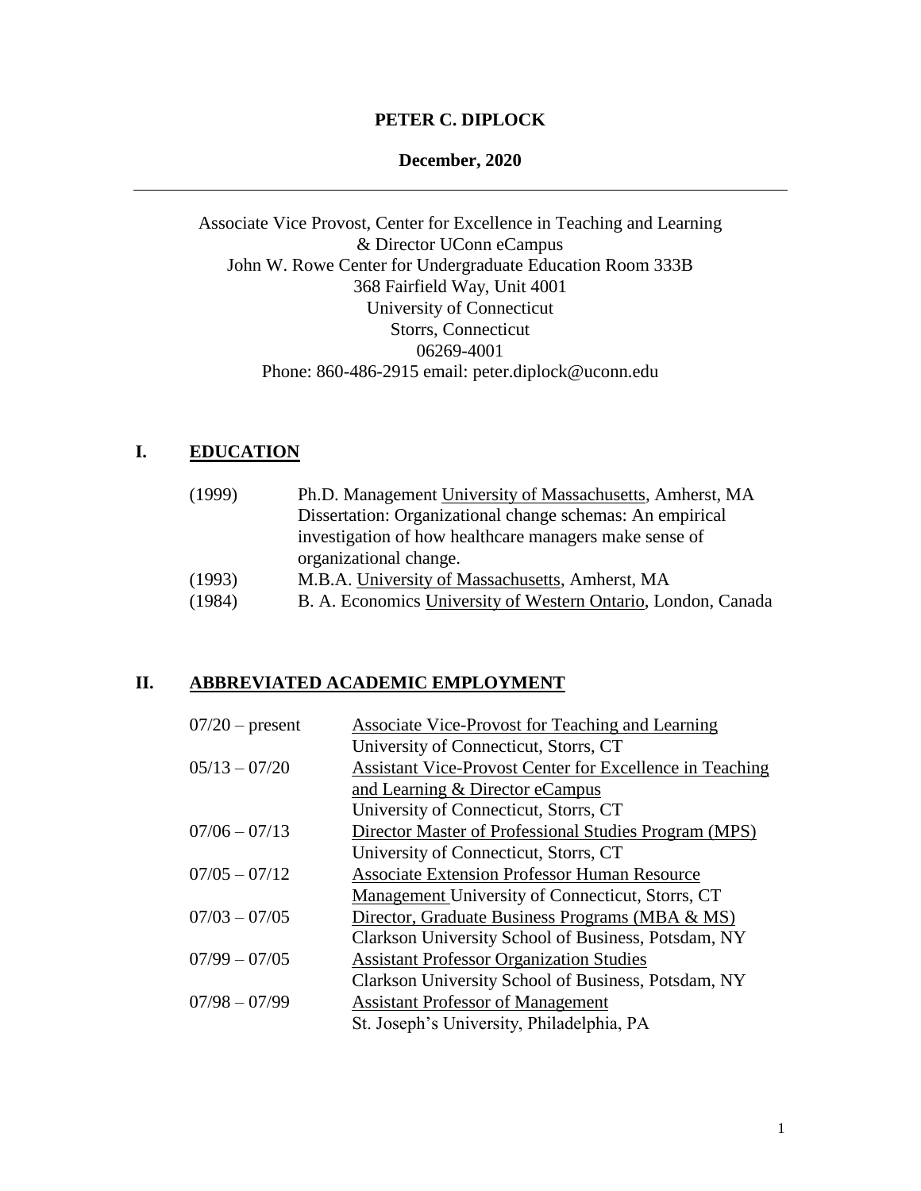**PETER C. DIPLOCK**

**December, 2020**

---

Associate Vice Provost, Center for Excellence in Teaching and Learning
& Director UConn eCampus
John W. Rowe Center for Undergraduate Education Room 333B
368 Fairfield Way, Unit 4001
University of Connecticut
Storrs, Connecticut
06269-4001
Phone: 860-486-2915 email: peter.diplock@uconn.edu

## I. EDUCATION

| | |
|---|---|
| (1999) | Ph.D. Management University of Massachusetts, Amherst, MA<br>Dissertation: Organizational change schemas: An empirical investigation of how healthcare managers make sense of organizational change. |
| (1993) | M.B.A. University of Massachusetts, Amherst, MA |
| (1984) | B. A. Economics University of Western Ontario, London, Canada |

## II. ABBREVIATED ACADEMIC EMPLOYMENT

| | |
|---|---|
| 07/20 – present | Associate Vice-Provost for Teaching and Learning<br>University of Connecticut, Storrs, CT |
| 05/13 – 07/20 | Assistant Vice-Provost Center for Excellence in Teaching and Learning & Director eCampus<br>University of Connecticut, Storrs, CT |
| 07/06 – 07/13 | Director Master of Professional Studies Program (MPS)<br>University of Connecticut, Storrs, CT |
| 07/05 – 07/12 | Associate Extension Professor Human Resource Management University of Connecticut, Storrs, CT |
| 07/03 – 07/05 | Director, Graduate Business Programs (MBA & MS)<br>Clarkson University School of Business, Potsdam, NY |
| 07/99 – 07/05 | Assistant Professor Organization Studies<br>Clarkson University School of Business, Potsdam, NY |
| 07/98 – 07/99 | Assistant Professor of Management<br>St. Joseph's University, Philadelphia, PA |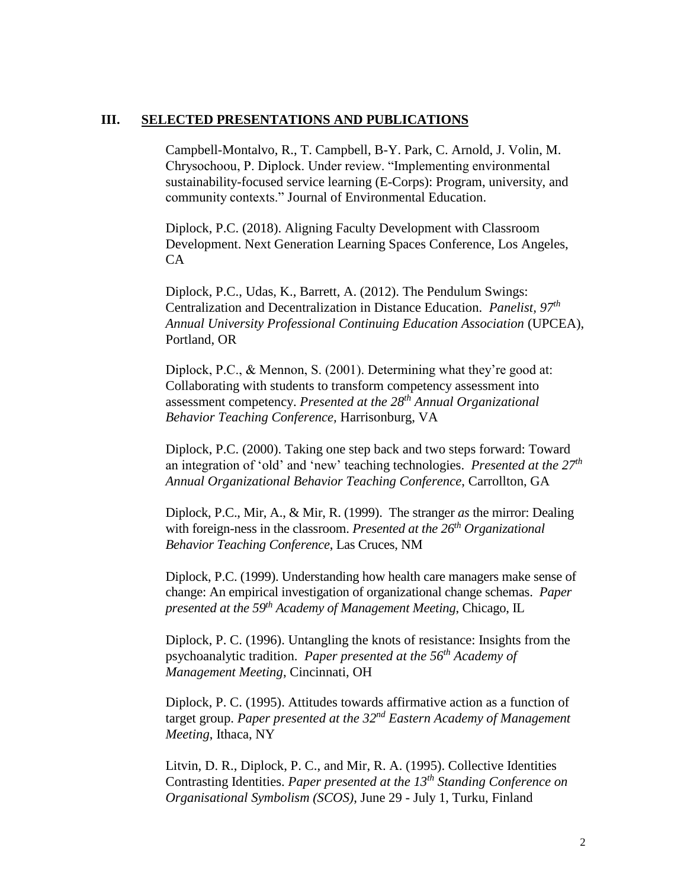## III. SELECTED PRESENTATIONS AND PUBLICATIONS

Campbell-Montalvo, R., T. Campbell, B-Y. Park, C. Arnold, J. Volin, M. Chrysochoou, P. Diplock. Under review. "Implementing environmental sustainability-focused service learning (E-Corps): Program, university, and community contexts." Journal of Environmental Education.

Diplock, P.C. (2018). Aligning Faculty Development with Classroom Development. Next Generation Learning Spaces Conference, Los Angeles, CA

Diplock, P.C., Udas, K., Barrett, A. (2012). The Pendulum Swings: Centralization and Decentralization in Distance Education. *Panelist, 97th Annual University Professional Continuing Education Association* (UPCEA), Portland, OR

Diplock, P.C., & Mennon, S. (2001). Determining what they're good at: Collaborating with students to transform competency assessment into assessment competency. *Presented at the 28th Annual Organizational Behavior Teaching Conference,* Harrisonburg, VA

Diplock, P.C. (2000). Taking one step back and two steps forward: Toward an integration of 'old' and 'new' teaching technologies. *Presented at the 27th Annual Organizational Behavior Teaching Conference*, Carrollton, GA

Diplock, P.C., Mir, A., & Mir, R. (1999). The stranger *as* the mirror: Dealing with foreign-ness in the classroom. *Presented at the 26th Organizational Behavior Teaching Conference*, Las Cruces, NM

Diplock, P.C. (1999). Understanding how health care managers make sense of change: An empirical investigation of organizational change schemas. *Paper presented at the 59th Academy of Management Meeting*, Chicago, IL

Diplock, P. C. (1996). Untangling the knots of resistance: Insights from the psychoanalytic tradition. *Paper presented at the 56th Academy of Management Meeting*, Cincinnati, OH

Diplock, P. C. (1995). Attitudes towards affirmative action as a function of target group. *Paper presented at the 32nd Eastern Academy of Management Meeting*, Ithaca, NY

Litvin, D. R., Diplock, P. C., and Mir, R. A. (1995). Collective Identities Contrasting Identities. *Paper presented at the 13th Standing Conference on Organisational Symbolism (SCOS)*, June 29 - July 1, Turku, Finland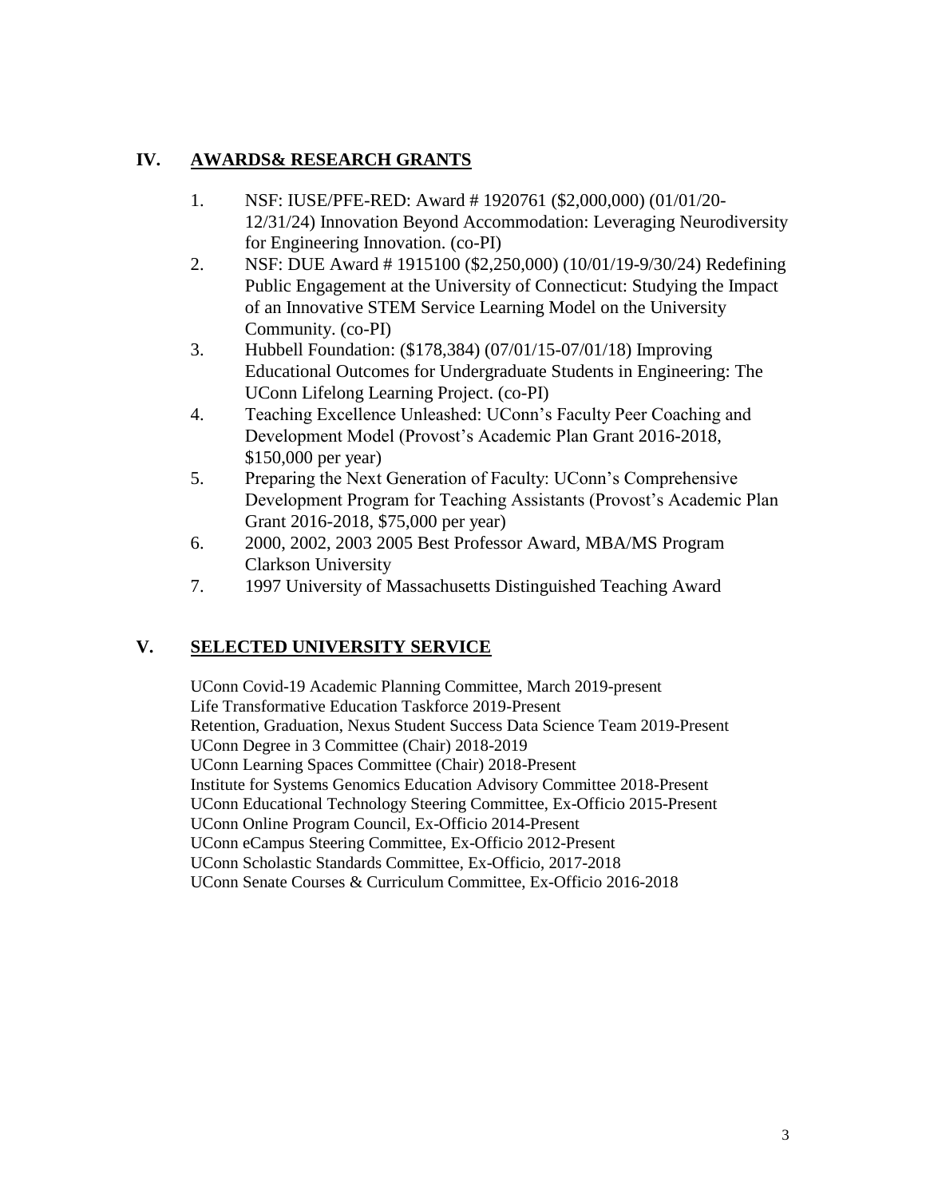## IV. AWARDS& RESEARCH GRANTS

1. NSF: IUSE/PFE-RED: Award # 1920761 ($2,000,000) (01/01/20-12/31/24) Innovation Beyond Accommodation: Leveraging Neurodiversity for Engineering Innovation. (co-PI)
2. NSF: DUE Award # 1915100 ($2,250,000) (10/01/19-9/30/24) Redefining Public Engagement at the University of Connecticut: Studying the Impact of an Innovative STEM Service Learning Model on the University Community. (co-PI)
3. Hubbell Foundation: ($178,384) (07/01/15-07/01/18) Improving Educational Outcomes for Undergraduate Students in Engineering: The UConn Lifelong Learning Project. (co-PI)
4. Teaching Excellence Unleashed: UConn's Faculty Peer Coaching and Development Model (Provost's Academic Plan Grant 2016-2018, $150,000 per year)
5. Preparing the Next Generation of Faculty: UConn's Comprehensive Development Program for Teaching Assistants (Provost's Academic Plan Grant 2016-2018, $75,000 per year)
6. 2000, 2002, 2003 2005 Best Professor Award, MBA/MS Program Clarkson University
7. 1997 University of Massachusetts Distinguished Teaching Award

## V. SELECTED UNIVERSITY SERVICE

UConn Covid-19 Academic Planning Committee, March 2019-present
Life Transformative Education Taskforce 2019-Present
Retention, Graduation, Nexus Student Success Data Science Team 2019-Present
UConn Degree in 3 Committee (Chair) 2018-2019
UConn Learning Spaces Committee (Chair) 2018-Present
Institute for Systems Genomics Education Advisory Committee 2018-Present
UConn Educational Technology Steering Committee, Ex-Officio 2015-Present
UConn Online Program Council, Ex-Officio 2014-Present
UConn eCampus Steering Committee, Ex-Officio 2012-Present
UConn Scholastic Standards Committee, Ex-Officio, 2017-2018
UConn Senate Courses & Curriculum Committee, Ex-Officio 2016-2018